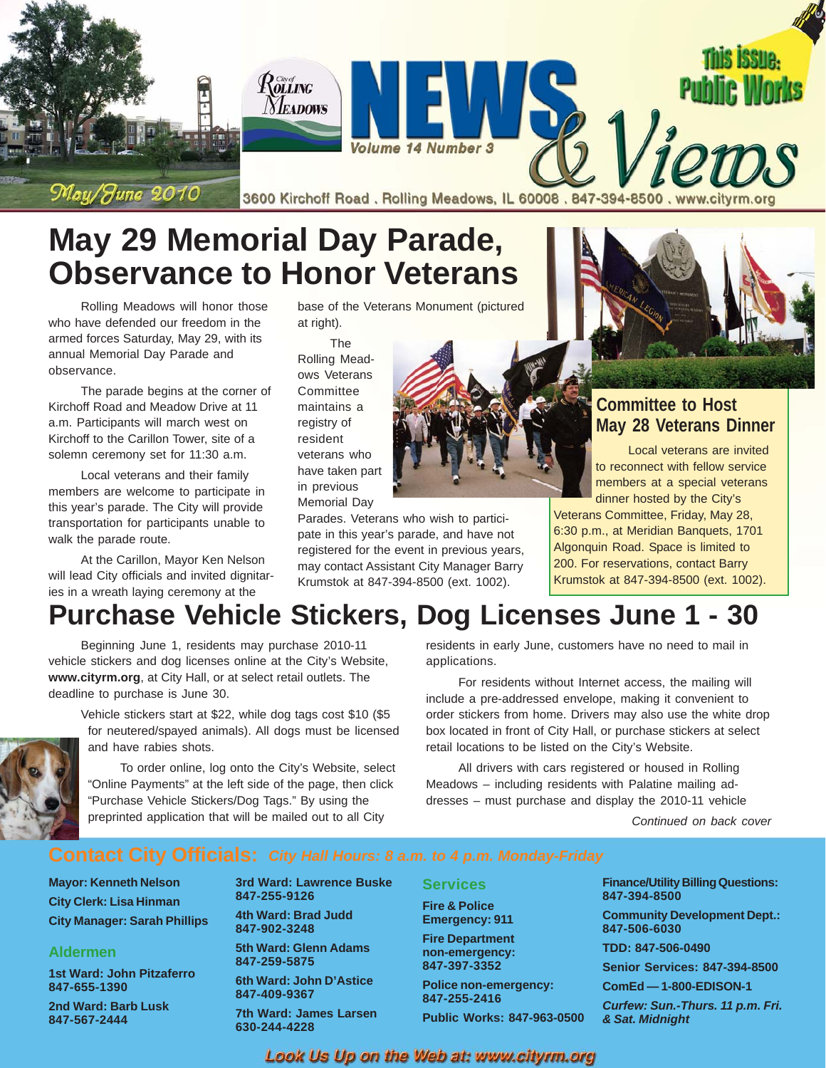# City of Rolling Meadows NEWS & Views

Volume 14 Number 3

May/June 2010

This issue: Public Works

3600 Kirchoff Road . Rolling Meadows, IL 60008 . 847-394-8500 . www.cityrm.org

## May 29 Memorial Day Parade, Observance to Honor Veterans

Rolling Meadows will honor those who have defended our freedom in the armed forces Saturday, May 29, with its annual Memorial Day Parade and observance.

The parade begins at the corner of Kirchoff Road and Meadow Drive at 11 a.m. Participants will march west on Kirchoff to the Carillon Tower, site of a solemn ceremony set for 11:30 a.m.

Local veterans and their family members are welcome to participate in this year's parade. The City will provide transportation for participants unable to walk the parade route.

At the Carillon, Mayor Ken Nelson will lead City officials and invited dignitaries in a wreath laying ceremony at the base of the Veterans Monument (pictured at right).

The Rolling Meadows Veterans Committee maintains a registry of resident veterans who have taken part in previous Memorial Day Parades. Veterans who wish to participate in this year's parade, and have not registered for the event in previous years, may contact Assistant City Manager Barry Krumstok at 847-394-8500 (ext. 1002).

### Committee to Host May 28 Veterans Dinner

Local veterans are invited to reconnect with fellow service members at a special veterans dinner hosted by the City's Veterans Committee, Friday, May 28, 6:30 p.m., at Meridian Banquets, 1701 Algonquin Road. Space is limited to 200. For reservations, contact Barry Krumstok at 847-394-8500 (ext. 1002).

## Purchase Vehicle Stickers, Dog Licenses June 1 - 30

Beginning June 1, residents may purchase 2010-11 vehicle stickers and dog licenses online at the City's Website, **www.cityrm.org**, at City Hall, or at select retail outlets. The deadline to purchase is June 30.

Vehicle stickers start at $22, while dog tags cost $10 ($5 for neutered/spayed animals). All dogs must be licensed and have rabies shots.

To order online, log onto the City's Website, select "Online Payments" at the left side of the page, then click "Purchase Vehicle Stickers/Dog Tags." By using the preprinted application that will be mailed out to all City residents in early June, customers have no need to mail in applications.

For residents without Internet access, the mailing will include a pre-addressed envelope, making it convenient to order stickers from home. Drivers may also use the white drop box located in front of City Hall, or purchase stickers at select retail locations to be listed on the City's Website.

All drivers with cars registered or housed in Rolling Meadows – including residents with Palatine mailing addresses – must purchase and display the 2010-11 vehicle

*Continued on back cover*

## Contact City Officials: *City Hall Hours: 8 a.m. to 4 p.m. Monday-Friday*

**Mayor: Kenneth Nelson**
**City Clerk: Lisa Hinman**
**City Manager: Sarah Phillips**

### Aldermen

**1st Ward: John Pitzaferro** 847-655-1390
**2nd Ward: Barb Lusk** 847-567-2444
**3rd Ward: Lawrence Buske** 847-255-9126
**4th Ward: Brad Judd** 847-902-3248
**5th Ward: Glenn Adams** 847-259-5875
**6th Ward: John D'Astice** 847-409-9367
**7th Ward: James Larsen** 630-244-4228

### Services

**Fire & Police Emergency: 911**
**Fire Department non-emergency:** 847-397-3352
**Police non-emergency:** 847-255-2416
**Public Works:** 847-963-0500
**Finance/Utility Billing Questions:** 847-394-8500
**Community Development Dept.:** 847-506-6030
**TDD:** 847-506-0490
**Senior Services:** 847-394-8500
**ComEd — 1-800-EDISON-1**
***Curfew: Sun.-Thurs. 11 p.m. Fri. & Sat. Midnight***

*Look Us Up on the Web at: www.cityrm.org*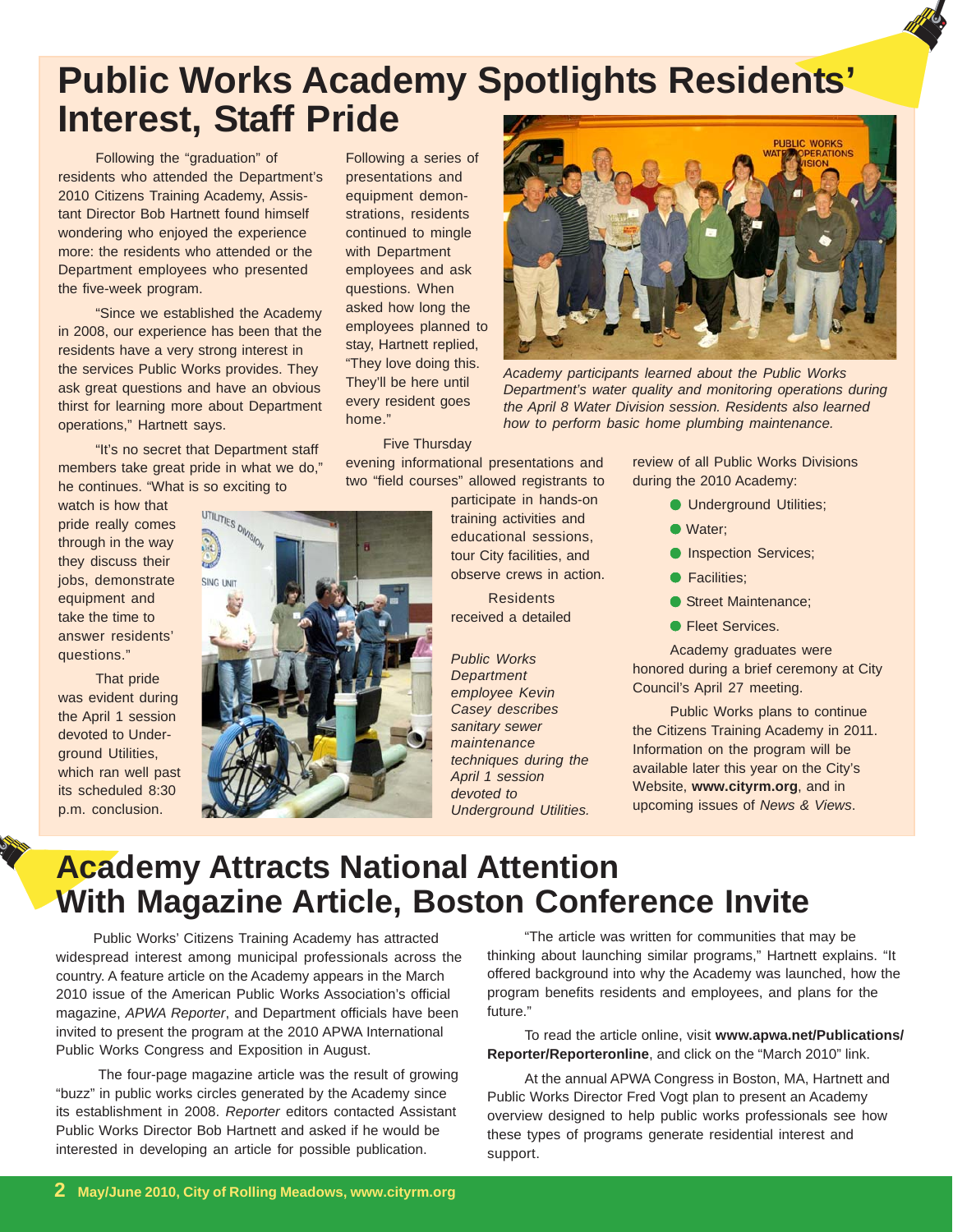# Public Works Academy Spotlights Residents' Interest, Staff Pride

Following the "graduation" of residents who attended the Department's 2010 Citizens Training Academy, Assistant Director Bob Hartnett found himself wondering who enjoyed the experience more: the residents who attended or the Department employees who presented the five-week program.

"Since we established the Academy in 2008, our experience has been that the residents have a very strong interest in the services Public Works provides. They ask great questions and have an obvious thirst for learning more about Department operations," Hartnett says.

"It's no secret that Department staff members take great pride in what we do," he continues. "What is so exciting to watch is how that pride really comes through in the way they discuss their jobs, demonstrate equipment and take the time to answer residents' questions."

That pride was evident during the April 1 session devoted to Underground Utilities, which ran well past its scheduled 8:30 p.m. conclusion.

Following a series of presentations and equipment demonstrations, residents continued to mingle with Department employees and ask questions. When asked how long the employees planned to stay, Hartnett replied, "They love doing this. They'll be here until every resident goes home."

*Academy participants learned about the Public Works Department's water quality and monitoring operations during the April 8 Water Division session. Residents also learned how to perform basic home plumbing maintenance.*

Five Thursday evening informational presentations and two "field courses" allowed registrants to participate in hands-on training activities and educational sessions, tour City facilities, and observe crews in action.

Residents received a detailed review of all Public Works Divisions during the 2010 Academy:

- Underground Utilities;
- Water;
- Inspection Services;
- Facilities;
- Street Maintenance;
- Fleet Services.

*Public Works Department employee Kevin Casey describes sanitary sewer maintenance techniques during the April 1 session devoted to Underground Utilities.*

Academy graduates were honored during a brief ceremony at City Council's April 27 meeting.

Public Works plans to continue the Citizens Training Academy in 2011. Information on the program will be available later this year on the City's Website, **www.cityrm.org**, and in upcoming issues of *News & Views*.

# Academy Attracts National Attention With Magazine Article, Boston Conference Invite

Public Works' Citizens Training Academy has attracted widespread interest among municipal professionals across the country. A feature article on the Academy appears in the March 2010 issue of the American Public Works Association's official magazine, *APWA Reporter*, and Department officials have been invited to present the program at the 2010 APWA International Public Works Congress and Exposition in August.

The four-page magazine article was the result of growing "buzz" in public works circles generated by the Academy since its establishment in 2008. *Reporter* editors contacted Assistant Public Works Director Bob Hartnett and asked if he would be interested in developing an article for possible publication.

"The article was written for communities that may be thinking about launching similar programs," Hartnett explains. "It offered background into why the Academy was launched, how the program benefits residents and employees, and plans for the future."

To read the article online, visit **www.apwa.net/Publications/Reporter/Reporteronline**, and click on the "March 2010" link.

At the annual APWA Congress in Boston, MA, Hartnett and Public Works Director Fred Vogt plan to present an Academy overview designed to help public works professionals see how these types of programs generate residential interest and support.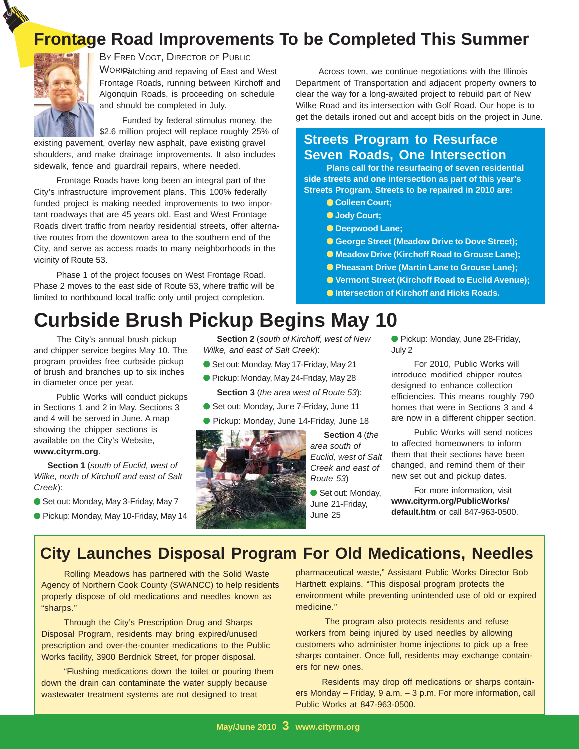# Frontage Road Improvements To be Completed This Summer

By Fred Vogt, Director of Public Works

Patching and repaving of East and West Frontage Roads, running between Kirchoff and Algonquin Roads, is proceeding on schedule and should be completed in July.

Funded by federal stimulus money, the $2.6 million project will replace roughly 25% of existing pavement, overlay new asphalt, pave existing gravel shoulders, and make drainage improvements. It also includes sidewalk, fence and guardrail repairs, where needed.

Frontage Roads have long been an integral part of the City's infrastructure improvement plans. This 100% federally funded project is making needed improvements to two important roadways that are 45 years old. East and West Frontage Roads divert traffic from nearby residential streets, offer alternative routes from the downtown area to the southern end of the City, and serve as access roads to many neighborhoods in the vicinity of Route 53.

Phase 1 of the project focuses on West Frontage Road. Phase 2 moves to the east side of Route 53, where traffic will be limited to northbound local traffic only until project completion.

Across town, we continue negotiations with the Illinois Department of Transportation and adjacent property owners to clear the way for a long-awaited project to rebuild part of New Wilke Road and its intersection with Golf Road. Our hope is to get the details ironed out and accept bids on the project in June.

## Streets Program to Resurface Seven Roads, One Intersection

**Plans call for the resurfacing of seven residential side streets and one intersection as part of this year's Streets Program. Streets to be repaired in 2010 are:**

- **Colleen Court;**
- **Jody Court;**
- **Deepwood Lane;**
- **George Street (Meadow Drive to Dove Street);**
- **Meadow Drive (Kirchoff Road to Grouse Lane);**
- **Pheasant Drive (Martin Lane to Grouse Lane);**
- **Vermont Street (Kirchoff Road to Euclid Avenue);**
- **Intersection of Kirchoff and Hicks Roads.**

# Curbside Brush Pickup Begins May 10

The City's annual brush pickup and chipper service begins May 10. The program provides free curbside pickup of brush and branches up to six inches in diameter once per year.

Public Works will conduct pickups in Sections 1 and 2 in May. Sections 3 and 4 will be served in June. A map showing the chipper sections is available on the City's Website, **www.cityrm.org**.

**Section 1** (*south of Euclid, west of Wilke, north of Kirchoff and east of Salt Creek*):

- Set out: Monday, May 3-Friday, May 7
- Pickup: Monday, May 10-Friday, May 14

**Section 2** (*south of Kirchoff, west of New Wilke, and east of Salt Creek*):

- Set out: Monday, May 17-Friday, May 21
- Pickup: Monday, May 24-Friday, May 28

**Section 3** (*the area west of Route 53*):

- Set out: Monday, June 7-Friday, June 11
- Pickup: Monday, June 14-Friday, June 18

**Section 4** (*the area south of Euclid, west of Salt Creek and east of Route 53*)

- Set out: Monday, June 21-Friday, June 25
- Pickup: Monday, June 28-Friday, July 2

For 2010, Public Works will introduce modified chipper routes designed to enhance collection efficiencies. This means roughly 790 homes that were in Sections 3 and 4 are now in a different chipper section.

Public Works will send notices to affected homeowners to inform them that their sections have been changed, and remind them of their new set out and pickup dates.

For more information, visit **www.cityrm.org/PublicWorks/default.htm** or call 847-963-0500.

# City Launches Disposal Program For Old Medications, Needles

Rolling Meadows has partnered with the Solid Waste Agency of Northern Cook County (SWANCC) to help residents properly dispose of old medications and needles known as "sharps."

Through the City's Prescription Drug and Sharps Disposal Program, residents may bring expired/unused prescription and over-the-counter medications to the Public Works facility, 3900 Berdnick Street, for proper disposal.

"Flushing medications down the toilet or pouring them down the drain can contaminate the water supply because wastewater treatment systems are not designed to treat pharmaceutical waste," Assistant Public Works Director Bob Hartnett explains. "This disposal program protects the environment while preventing unintended use of old or expired medicine."

The program also protects residents and refuse workers from being injured by used needles by allowing customers who administer home injections to pick up a free sharps container. Once full, residents may exchange containers for new ones.

Residents may drop off medications or sharps containers Monday – Friday, 9 a.m. – 3 p.m. For more information, call Public Works at 847-963-0500.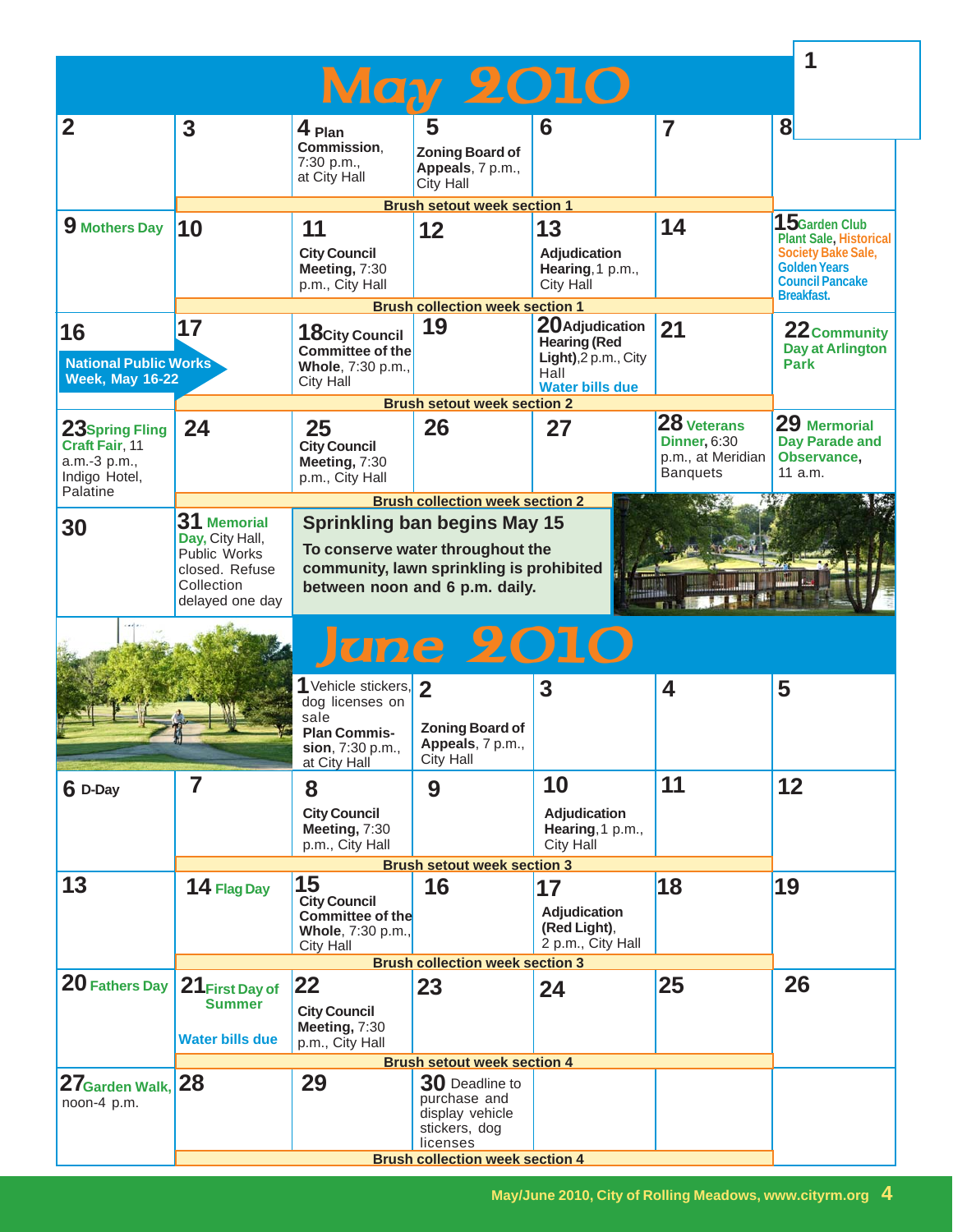# May 2010

| Sun | Mon | Tue | Wed | Thu | Fri | Sat |
|---|---|---|---|---|---|---|
| | | | | | | 1 |
| 2 | 3 | 4 **Plan Commission**, 7:30 p.m., at City Hall | 5 **Zoning Board of Appeals**, 7 p.m., City Hall | 6 | 7 | 8 |
| | **Brush setout week section 1** | | | | | |
| 9 Mothers Day | 10 | 11 **City Council Meeting,** 7:30 p.m., City Hall | 12 | 13 **Adjudication Hearing**, 1 p.m., City Hall | 14 | 15 Garden Club Plant Sale, Historical Society Bake Sale, Golden Years Council Pancake Breakfast. |
| | **Brush collection week section 1** | | | | | |
| 16 National Public Works Week, May 16-22 | 17 | 18 City Council **Committee of the Whole**, 7:30 p.m., City Hall | 19 | 20 Adjudication **Hearing (Red Light)**, 2 p.m., City Hall; Water bills due | 21 | 22 Community Day at Arlington Park |
| | **Brush setout week section 2** | | | | | |
| 23 Spring Fling Craft Fair, 11 a.m.-3 p.m., Indigo Hotel, Palatine | 24 | 25 **City Council Meeting**, 7:30 p.m., City Hall | 26 | 27 | 28 Veterans Dinner, 6:30 p.m., at Meridian Banquets | 29 Mermorial Day Parade and Observance, 11 a.m. |
| | **Brush collection week section 2** | | | | | |
| 30 | 31 Memorial Day, City Hall, Public Works closed. Refuse Collection delayed one day | | | | | |

## Sprinkling ban begins May 15

To conserve water throughout the community, lawn sprinkling is prohibited between noon and 6 p.m. daily.

# June 2010

| Sun | Mon | Tue | Wed | Thu | Fri | Sat |
|---|---|---|---|---|---|---|
| | | 1 Vehicle stickers, dog licenses on sale; **Plan Commission**, 7:30 p.m., at City Hall | 2 **Zoning Board of Appeals**, 7 p.m., City Hall | 3 | 4 | 5 |
| 6 D-Day | 7 | 8 **City Council Meeting,** 7:30 p.m., City Hall | 9 | 10 **Adjudication Hearing**, 1 p.m., City Hall | 11 | 12 |
| | **Brush setout week section 3** | | | | | |
| 13 | 14 Flag Day | 15 **City Council Committee of the Whole**, 7:30 p.m., City Hall | 16 | 17 **Adjudication (Red Light)**, 2 p.m., City Hall | 18 | 19 |
| | **Brush collection week section 3** | | | | | |
| 20 Fathers Day | 21 First Day of Summer; Water bills due | 22 **City Council Meeting**, 7:30 p.m., City Hall | 23 | 24 | 25 | 26 |
| | **Brush setout week section 4** | | | | | |
| 27 Garden Walk, noon-4 p.m. | 28 | 29 | 30 Deadline to purchase and display vehicle stickers, dog licenses | | | |
| | **Brush collection week section 4** | | | | | |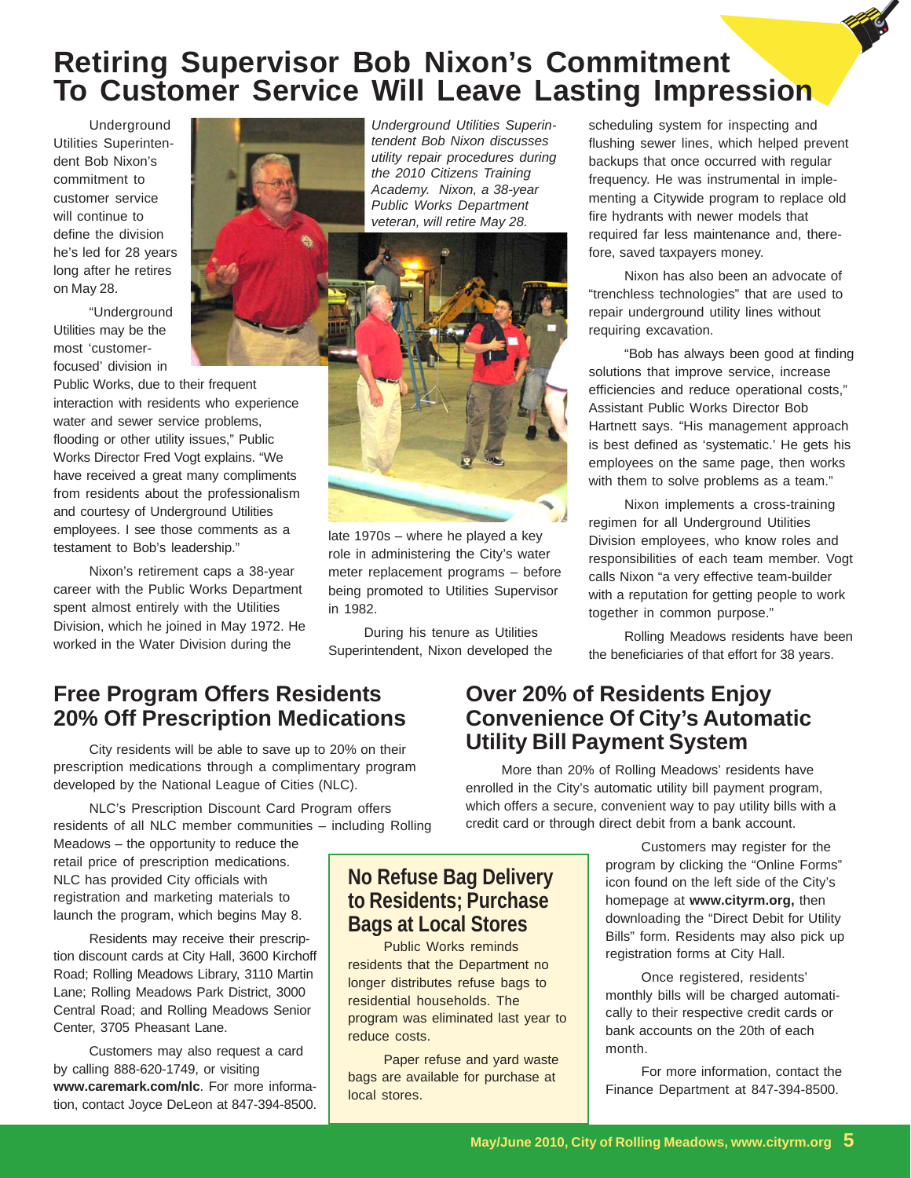# Retiring Supervisor Bob Nixon's Commitment To Customer Service Will Leave Lasting Impression

Underground Utilities Superintendent Bob Nixon's commitment to customer service will continue to define the division he's led for 28 years long after he retires on May 28.

"Underground Utilities may be the most 'customer-focused' division in Public Works, due to their frequent interaction with residents who experience water and sewer service problems, flooding or other utility issues," Public Works Director Fred Vogt explains. "We have received a great many compliments from residents about the professionalism and courtesy of Underground Utilities employees. I see those comments as a testament to Bob's leadership."

Nixon's retirement caps a 38-year career with the Public Works Department spent almost entirely with the Utilities Division, which he joined in May 1972. He worked in the Water Division during the late 1970s – where he played a key role in administering the City's water meter replacement programs – before being promoted to Utilities Supervisor in 1982.

*Underground Utilities Superintendent Bob Nixon discusses utility repair procedures during the 2010 Citizens Training Academy. Nixon, a 38-year Public Works Department veteran, will retire May 28.*

During his tenure as Utilities Superintendent, Nixon developed the scheduling system for inspecting and flushing sewer lines, which helped prevent backups that once occurred with regular frequency. He was instrumental in implementing a Citywide program to replace old fire hydrants with newer models that required far less maintenance and, therefore, saved taxpayers money.

Nixon has also been an advocate of "trenchless technologies" that are used to repair underground utility lines without requiring excavation.

"Bob has always been good at finding solutions that improve service, increase efficiencies and reduce operational costs," Assistant Public Works Director Bob Hartnett says. "His management approach is best defined as 'systematic.' He gets his employees on the same page, then works with them to solve problems as a team."

Nixon implements a cross-training regimen for all Underground Utilities Division employees, who know roles and responsibilities of each team member. Vogt calls Nixon "a very effective team-builder with a reputation for getting people to work together in common purpose."

Rolling Meadows residents have been the beneficiaries of that effort for 38 years.

## Free Program Offers Residents 20% Off Prescription Medications

City residents will be able to save up to 20% on their prescription medications through a complimentary program developed by the National League of Cities (NLC).

NLC's Prescription Discount Card Program offers residents of all NLC member communities – including Rolling Meadows – the opportunity to reduce the retail price of prescription medications. NLC has provided City officials with registration and marketing materials to launch the program, which begins May 8.

Residents may receive their prescription discount cards at City Hall, 3600 Kirchoff Road; Rolling Meadows Library, 3110 Martin Lane; Rolling Meadows Park District, 3000 Central Road; and Rolling Meadows Senior Center, 3705 Pheasant Lane.

Customers may also request a card by calling 888-620-1749, or visiting **www.caremark.com/nlc**. For more information, contact Joyce DeLeon at 847-394-8500.

## No Refuse Bag Delivery to Residents; Purchase Bags at Local Stores

Public Works reminds residents that the Department no longer distributes refuse bags to residential households. The program was eliminated last year to reduce costs.

Paper refuse and yard waste bags are available for purchase at local stores.

## Over 20% of Residents Enjoy Convenience Of City's Automatic Utility Bill Payment System

More than 20% of Rolling Meadows' residents have enrolled in the City's automatic utility bill payment program, which offers a secure, convenient way to pay utility bills with a credit card or through direct debit from a bank account.

Customers may register for the program by clicking the "Online Forms" icon found on the left side of the City's homepage at **www.cityrm.org,** then downloading the "Direct Debit for Utility Bills" form. Residents may also pick up registration forms at City Hall.

Once registered, residents' monthly bills will be charged automatically to their respective credit cards or bank accounts on the 20th of each month.

For more information, contact the Finance Department at 847-394-8500.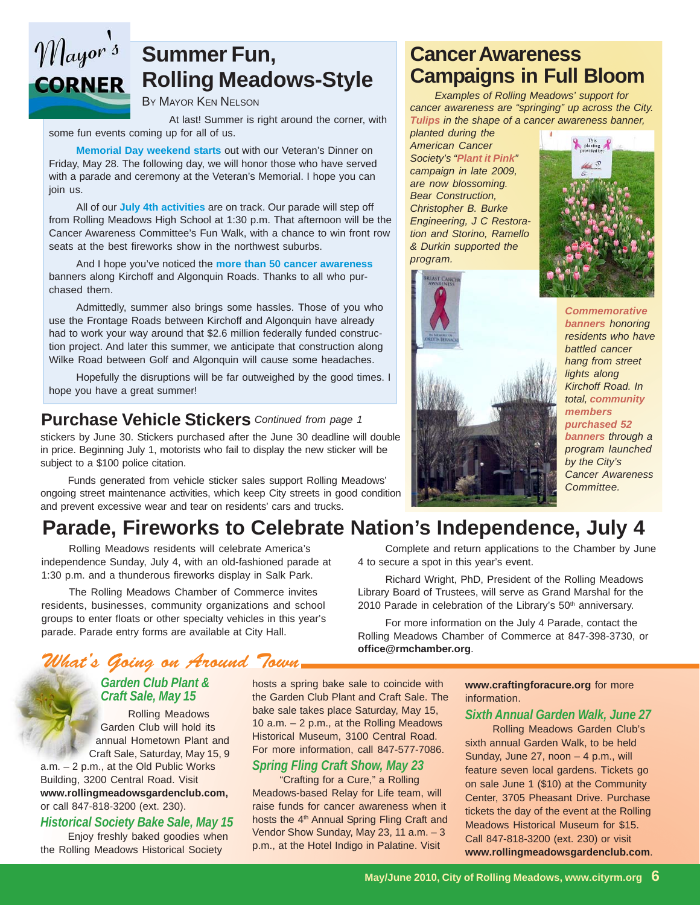## Mayor's Corner

# Summer Fun, Rolling Meadows-Style

By Mayor Ken Nelson

At last! Summer is right around the corner, with some fun events coming up for all of us.

**Memorial Day weekend starts** out with our Veteran's Dinner on Friday, May 28. The following day, we will honor those who have served with a parade and ceremony at the Veteran's Memorial. I hope you can join us.

All of our **July 4th activities** are on track. Our parade will step off from Rolling Meadows High School at 1:30 p.m. That afternoon will be the Cancer Awareness Committee's Fun Walk, with a chance to win front row seats at the best fireworks show in the northwest suburbs.

And I hope you've noticed the **more than 50 cancer awareness** banners along Kirchoff and Algonquin Roads. Thanks to all who purchased them.

Admittedly, summer also brings some hassles. Those of you who use the Frontage Roads between Kirchoff and Algonquin have already had to work your way around that $2.6 million federally funded construction project. And later this summer, we anticipate that construction along Wilke Road between Golf and Algonquin will cause some headaches.

Hopefully the disruptions will be far outweighed by the good times. I hope you have a great summer!

## Purchase Vehicle Stickers *Continued from page 1*

stickers by June 30. Stickers purchased after the June 30 deadline will double in price. Beginning July 1, motorists who fail to display the new sticker will be subject to a $100 police citation.

Funds generated from vehicle sticker sales support Rolling Meadows' ongoing street maintenance activities, which keep City streets in good condition and prevent excessive wear and tear on residents' cars and trucks.

# Cancer Awareness Campaigns in Full Bloom

*Examples of Rolling Meadows' support for cancer awareness are "springing" up across the City. **Tulips** in the shape of a cancer awareness banner, planted during the American Cancer Society's "**Plant it Pink**" campaign in late 2009, are now blossoming. Bear Construction, Christopher B. Burke Engineering, J C Restoration and Storino, Ramello & Durkin supported the program.*

***Commemorative banners** honoring residents who have battled cancer hang from street lights along Kirchoff Road. In total, **community members purchased 52 banners** through a program launched by the City's Cancer Awareness Committee.*

# Parade, Fireworks to Celebrate Nation's Independence, July 4

Rolling Meadows residents will celebrate America's independence Sunday, July 4, with an old-fashioned parade at 1:30 p.m. and a thunderous fireworks display in Salk Park.

The Rolling Meadows Chamber of Commerce invites residents, businesses, community organizations and school groups to enter floats or other specialty vehicles in this year's parade. Parade entry forms are available at City Hall.

Complete and return applications to the Chamber by June 4 to secure a spot in this year's event.

Richard Wright, PhD, President of the Rolling Meadows Library Board of Trustees, will serve as Grand Marshal for the 2010 Parade in celebration of the Library's 50th anniversary.

For more information on the July 4 Parade, contact the Rolling Meadows Chamber of Commerce at 847-398-3730, or **office@rmchamber.org**.

## What's Going on Around Town

### Garden Club Plant & Craft Sale, May 15

Rolling Meadows Garden Club will hold its annual Hometown Plant and Craft Sale, Saturday, May 15, 9 a.m. – 2 p.m., at the Old Public Works Building, 3200 Central Road. Visit **www.rollingmeadowsgardenclub.com,** or call 847-818-3200 (ext. 230).

### Historical Society Bake Sale, May 15

Enjoy freshly baked goodies when the Rolling Meadows Historical Society hosts a spring bake sale to coincide with the Garden Club Plant and Craft Sale. The bake sale takes place Saturday, May 15, 10 a.m. – 2 p.m., at the Rolling Meadows Historical Museum, 3100 Central Road. For more information, call 847-577-7086.

### Spring Fling Craft Show, May 23

"Crafting for a Cure," a Rolling Meadows-based Relay for Life team, will raise funds for cancer awareness when it hosts the 4th Annual Spring Fling Craft and Vendor Show Sunday, May 23, 11 a.m. – 3 p.m., at the Hotel Indigo in Palatine. Visit **www.craftingforacure.org** for more information.

### Sixth Annual Garden Walk, June 27

Rolling Meadows Garden Club's sixth annual Garden Walk, to be held Sunday, June 27, noon – 4 p.m., will feature seven local gardens. Tickets go on sale June 1 ($10) at the Community Center, 3705 Pheasant Drive. Purchase tickets the day of the event at the Rolling Meadows Historical Museum for $15. Call 847-818-3200 (ext. 230) or visit **www.rollingmeadowsgardenclub.com**.